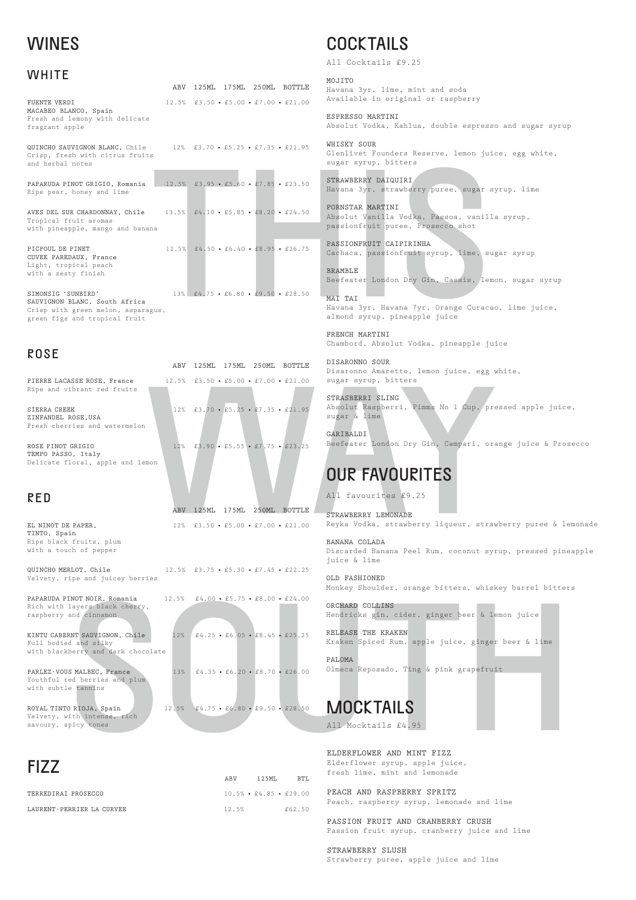# WINES

## WHITE

| | ABV | 125ML | 175ML | 250ML | BOTTLE |
|---|---|---|---|---|---|
| FUENTE VERDI MACABEO BLANCO, Spain<br>Fresh and lemony with delicate fragrant apple | 12.5% | £3.50 | £5.00 | £7.00 | £21.00 |
| QUINCHO SAUVIGNON BLANC, Chile<br>Crisp, fresh with citrus fruits and herbal notes | 12% | £3.70 | £5.25 | £7.35 | £21.95 |
| PAPARUDA PINOT GRIGIO, Romania<br>Ripe pear, honey and lime | 12.5% | £3.95 | £5.60 | £7.85 | £23.50 |
| AVES DEL SUR CHARDONNAY, Chile<br>Tropical fruit aromas with pineapple, mango and banana | 13.5% | £4.10 | £5.85 | £8.20 | £24.50 |
| PICPOUL DE PINET CUVEE PAREDAUX, France<br>Light, tropical peach with a zesty finish | 12.5% | £4.50 | £6.40 | £8.95 | £26.75 |
| SIMONSIG 'SUNBIRD' SAUVIGNON BLANC, South Africa<br>Crisp with green melon, asparagus, green figs and tropical fruit | 13% | £4.75 | £6.80 | £9.50 | £28.50 |

## ROSE

| | ABV | 125ML | 175ML | 250ML | BOTTLE |
|---|---|---|---|---|---|
| PIERRE LACASSE ROSE, France<br>Ripe and vibrant red fruits | 12.5% | £3.50 | £5.00 | £7.00 | £21.00 |
| SIERRA CREEK ZINFANDEL ROSE,USA<br>Fresh cherries and watermelon | 12% | £3.70 | £5.25 | £7.35 | £21.95 |
| ROSE PINOT GRIGIO TEMPO PASSO, Italy<br>Delicate floral, apple and lemon | 12% | £3.90 | £5.55 | £7.75 | £23.25 |

## RED

| | ABV | 125ML | 175ML | 250ML | BOTTLE |
|---|---|---|---|---|---|
| EL NINOT DE PAPER, TINTO, Spain<br>Ripe black fruits, plum with a touch of pepper | 12% | £3.50 | £5.00 | £7.00 | £21.00 |
| QUINCHO MERLOT, Chile<br>Velvety, ripe and juicey berries | 12.5% | £3.75 | £5.30 | £7.45 | £22.25 |
| PAPARUDA PINOT NOIR, Romania<br>Rich with layers black cherry, raspberry and cinnamon | 12.5% | £4.00 | £5.75 | £8.00 | £24.00 |
| KINTU CABERNT SAUVIGNON, Chile<br>Full bodied and silky with blackberry and dark chocolate | 12% | £4.25 | £6.05 | £8.45 | £25.25 |
| PARLEZ-VOUS MALBEC, France<br>Youthful red berries and plum with subtle tannins | 13% | £4.35 | £6.20 | £8.70 | £26.00 |
| ROYAL TINTO RIOJA, Spain<br>Velvety, with intense, rich savoury, spicy tones | 12.5% | £4.75 | £6.80 | £9.50 | £28.50 |

# FIZZ

| | ABV | 125ML | BTL |
|---|---|---|---|
| TERREDIRAI PROSECCO | 10.5% | £4.85 | £29.00 |
| LAURENT-PERRIER LA CURVEE | 12.5% | | £62.50 |

# COCKTAILS

All Cocktails £9.25

MOJITO
Havana 3yr, lime, mint and soda
Available in original or raspberry

ESPRESSO MARTINI
Absolut Vodka, Kahlua, double espresso and sugar syrup

WHISKY SOUR
Glenlivet Founders Reserve, lemon juice, egg white, sugar syrup, bitters

STRAWBERRY DAIQUIRI
Havana 3yr, strawberry puree, sugar syrup, lime

PORNSTAR MARTINI
Absolut Vanilla Vodka, Passoa, vanilla syrup, passionfruit puree, Prosecco shot

PASSIONFRUIT CAIPIRINHA
Cachaca, passionfruit syrup, lime, sugar syrup

BRAMBLE
Beefeater London Dry Gin, Cassis, lemon, sugar syrup

MAI TAI
Havana 3yr, Havana 7yr, Orange Curacao, lime juice, almond syrup, pineapple juice

FRENCH MARTINI
Chambord, Absolut Vodka, pineapple juice

DISARONNO SOUR
Disaronno Amaretto, lemon juice, egg white, sugar syrup, bitters

STRASBERRI SLING
Absolut Raspberri, Pimms No 1 Cup, pressed apple juice, sugar & lime

GARIBALDI
Beefeater London Dry Gin, Campari, orange juice & Prosecco

# OUR FAVOURITES

All favourites £9.25

STRAWBERRY LEMONADE
Reyka Vodka, strawberry liqueur, strawberry puree & lemonade

BANANA COLADA
Discarded Banana Peel Rum, coconut syrup, pressed pineapple juice & lime

OLD FASHIONED
Monkey Shoulder, orange bitters, whiskey barrel bitters

ORCHARD COLLINS
Hendricks gin, cider, ginger beer & lemon juice

RELEASE THE KRAKEN
Kraken Spiced Rum, apple juice, ginger beer & lime

PALOMA
Olmeca Reposado, Ting & pink grapefruit

# MOCKTAILS

All Mocktails £4.95

ELDERFLOWER AND MINT FIZZ
Elderflower syrup, apple juice, fresh lime, mint and lemonade

PEACH AND RASPBERRY SPRITZ
Peach, raspberry syrup, lemonade and lime

PASSION FRUIT AND CRANBERRY CRUSH
Passion fruit syrup, cranberry juice and lime

STRAWBERRY SLUSH
Strawberry puree, apple juice and lime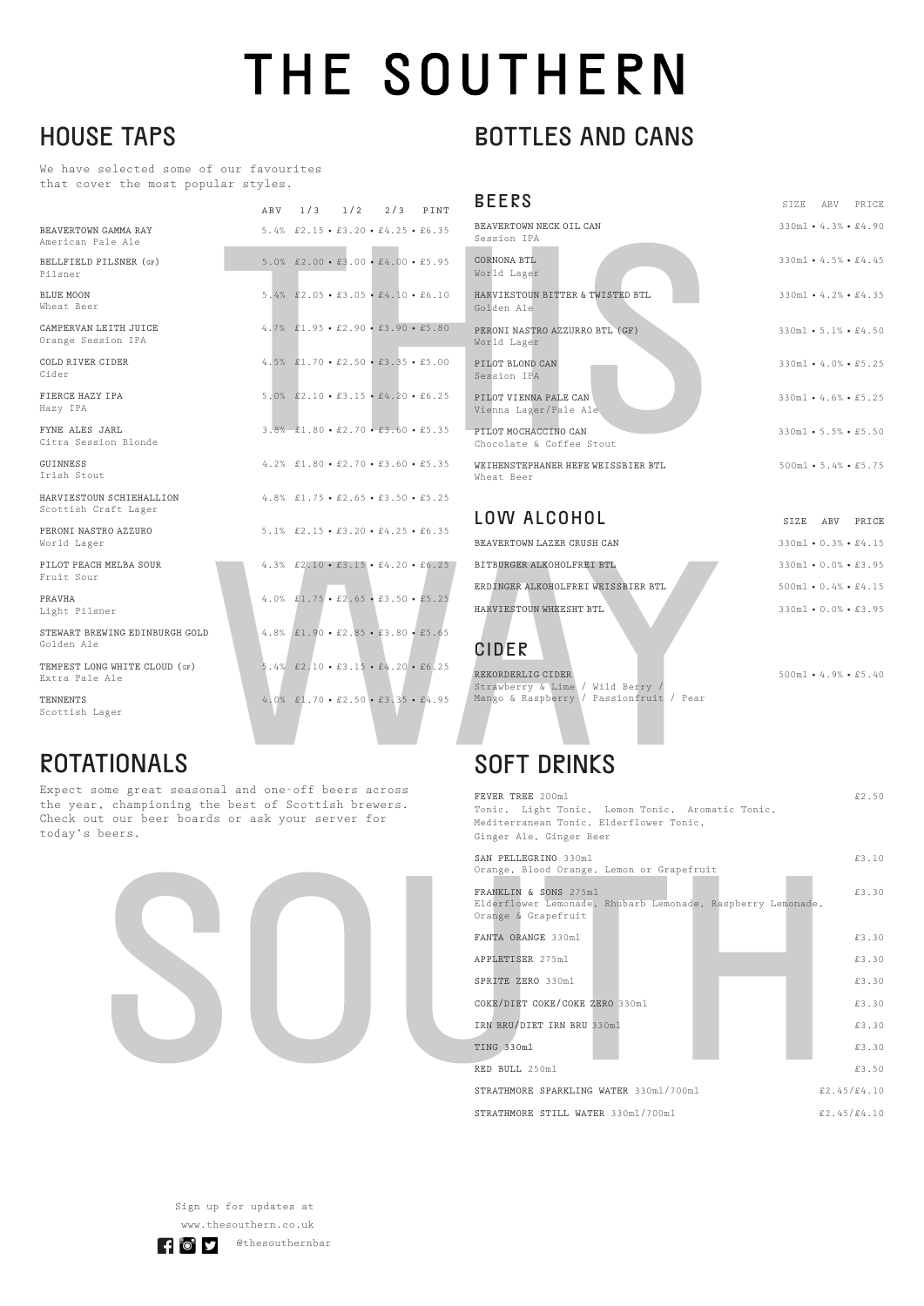# THE SOUTHERN

## HOUSE TAPS

We have selected some of our favourites that cover the most popular styles.

| | ABV | 1/3 | 1/2 | 2/3 | PINT |
|---|---|---|---|---|---|
| BEAVERTOWN GAMMA RAY<br>American Pale Ale | 5.4% | £2.15 | £3.20 | £4.25 | £6.35 |
| BELLFIELD PILSNER (GF)<br>Pilsner | 5.0% | £2.00 | £3.00 | £4.00 | £5.95 |
| BLUE MOON<br>Wheat Beer | 5.4% | £2.05 | £3.05 | £4.10 | £6.10 |
| CAMPERVAN LEITH JUICE<br>Orange Session IPA | 4.7% | £1.95 | £2.90 | £3.90 | £5.80 |
| COLD RIVER CIDER<br>Cider | 4.5% | £1.70 | £2.50 | £3.35 | £5.00 |
| FIERCE HAZY IPA<br>Hazy IPA | 5.0% | £2.10 | £3.15 | £4.20 | £6.25 |
| FYNE ALES JARL<br>Citra Session Blonde | 3.8% | £1.80 | £2.70 | £3.60 | £5.35 |
| GUINNESS<br>Irish Stout | 4.2% | £1.80 | £2.70 | £3.60 | £5.35 |
| HARVIESTOUN SCHIEHALLION<br>Scottish Craft Lager | 4.8% | £1.75 | £2.65 | £3.50 | £5.25 |
| PERONI NASTRO AZZURO<br>World Lager | 5.1% | £2.15 | £3.20 | £4.25 | £6.35 |
| PILOT PEACH MELBA SOUR<br>Fruit Sour | 4.3% | £2.10 | £3.15 | £4.20 | £6.25 |
| PRAVHA<br>Light Pilsner | 4.0% | £1.75 | £2.65 | £3.50 | £5.25 |
| STEWART BREWING EDINBURGH GOLD<br>Golden Ale | 4.8% | £1.90 | £2.85 | £3.80 | £5.65 |
| TEMPEST LONG WHITE CLOUD (GF)<br>Extra Pale Ale | 5.4% | £2.10 | £3.15 | £4.20 | £6.25 |
| TENNENTS<br>Scottish Lager | 4.0% | £1.70 | £2.50 | £3.35 | £4.95 |

## ROTATIONALS

Expect some great seasonal and one-off beers across the year, championing the best of Scottish brewers. Check out our beer boards or ask your server for today's beers.

## BOTTLES AND CANS

### BEERS

| | SIZE | ABV | PRICE |
|---|---|---|---|
| BEAVERTOWN NECK OIL CAN<br>Session IPA | 330ml | 4.3% | £4.90 |
| CORNONA BTL<br>World Lager | 330ml | 4.5% | £4.45 |
| HARVIESTOUN BITTER & TWISTED BTL<br>Golden Ale | 330ml | 4.2% | £4.35 |
| PERONI NASTRO AZZURRO BTL (GF)<br>World Lager | 330ml | 5.1% | £4.50 |
| PILOT BLOND CAN<br>Session IPA | 330ml | 4.0% | £5.25 |
| PILOT VIENNA PALE CAN<br>Vienna Lager/Pale Ale | 330ml | 4.6% | £5.25 |
| PILOT MOCHACCINO CAN<br>Chocolate & Coffee Stout | 330ml | 5.5% | £5.50 |
| WEIHENSTEPHANER HEFE WEISSBIER BTL<br>Wheat Beer | 500ml | 5.4% | £5.75 |

### LOW ALCOHOL

| | SIZE | ABV | PRICE |
|---|---|---|---|
| BEAVERTOWN LAZER CRUSH CAN | 330ml | 0.3% | £4.15 |
| BITBURGER ALKOHOLFREI BTL | 330ml | 0.0% | £3.95 |
| ERDINGER ALKOHOLFREI WEISSBIER BTL | 500ml | 0.4% | £4.15 |
| HARVIESTOUN WHEESHT BTL | 330ml | 0.0% | £3.95 |

### CIDER

| | SIZE | ABV | PRICE |
|---|---|---|---|
| REKORDERLIG CIDER<br>Strawberry & Lime / Wild Berry / Mango & Raspberry / Passionfruit / Pear | 500ml | 4.9% | £5.40 |

## SOFT DRINKS

| | |
|---|---|
| FEVER TREE 200ml<br>Tonic, Light Tonic, Lemon Tonic, Aromatic Tonic, Mediterranean Tonic, Elderflower Tonic, Ginger Ale, Ginger Beer | £2.50 |
| SAN PELLEGRINO 330ml<br>Orange, Blood Orange, Lemon or Grapefruit | £3.10 |
| FRANKLIN & SONS 275ml<br>Elderflower Lemonade, Rhubarb Lemonade, Raspberry Lemonade, Orange & Grapefruit | £3.30 |
| FANTA ORANGE 330ml | £3.30 |
| APPLETISER 275ml | £3.30 |
| SPRITE ZERO 330ml | £3.30 |
| COKE/DIET COKE/COKE ZERO 330ml | £3.30 |
| IRN BRU/DIET IRN BRU 330ml | £3.30 |
| TING 330ml | £3.30 |
| RED BULL 250ml | £3.50 |
| STRATHMORE SPARKLING WATER 330ml/700ml | £2.45/£4.10 |
| STRATHMORE STILL WATER 330ml/700ml | £2.45/£4.10 |

THIS WAY SOUTH

Sign up for updates at
www.thesouthern.co.uk
@thesouthernbar